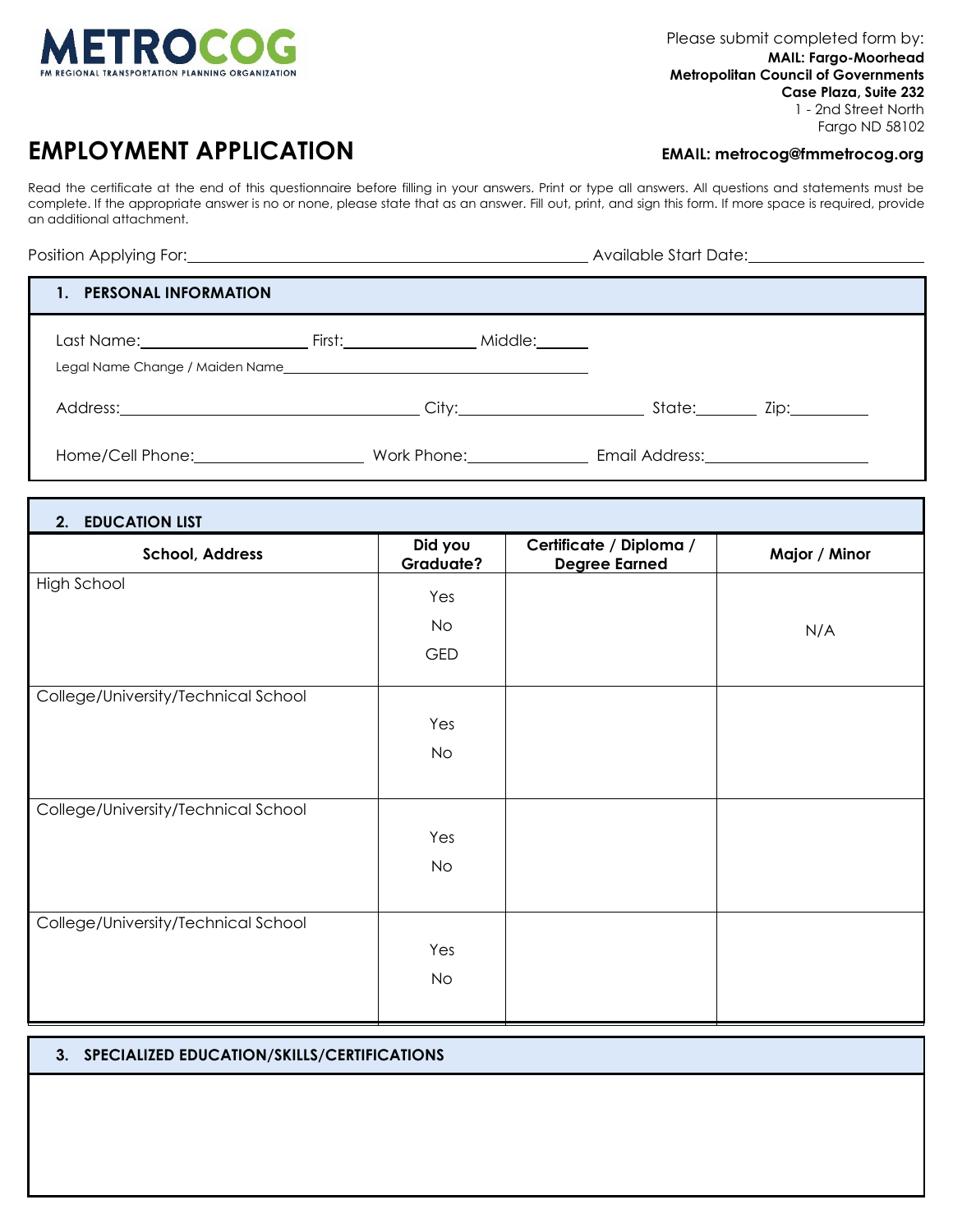METROCOG
FM REGIONAL TRANSPORTATION PLANNING ORGANIZATION

Please submit completed form by:
**MAIL: Fargo-Moorhead Metropolitan Council of Governments**
**Case Plaza, Suite 232**
1 - 2nd Street North
Fargo ND 58102

**EMAIL: metrocog@fmmetrocog.org**

# EMPLOYMENT APPLICATION

Read the certificate at the end of this questionnaire before filling in your answers. Print or type all answers. All questions and statements must be complete. If the appropriate answer is no or none, please state that as an answer. Fill out, print, and sign this form. If more space is required, provide an additional attachment.

Position Applying For:\_\_\_\_\_\_\_\_\_\_\_\_\_\_\_\_\_\_\_\_ Available Start Date:\_\_\_\_\_\_\_\_\_\_\_\_

## 1. PERSONAL INFORMATION

Last Name:\_\_\_\_\_\_\_\_\_\_\_\_ First:\_\_\_\_\_\_\_\_\_\_ Middle:\_\_\_\_\_\_

Legal Name Change / Maiden Name\_\_\_\_\_\_\_\_\_\_\_\_\_\_\_\_\_\_\_\_

Address:\_\_\_\_\_\_\_\_\_\_\_\_\_\_\_\_\_\_ City:\_\_\_\_\_\_\_\_\_\_\_\_ State:\_\_\_\_\_ Zip:\_\_\_\_\_\_

Home/Cell Phone:\_\_\_\_\_\_\_\_\_\_\_\_ Work Phone:\_\_\_\_\_\_\_\_\_\_ Email Address:\_\_\_\_\_\_\_\_\_\_\_\_

## 2. EDUCATION LIST

| School, Address | Did you Graduate? | Certificate / Diploma / Degree Earned | Major / Minor |
|---|---|---|---|
| High School | Yes<br>No<br>GED | | N/A |
| College/University/Technical School | Yes<br>No | | |
| College/University/Technical School | Yes<br>No | | |
| College/University/Technical School | Yes<br>No | | |

## 3. SPECIALIZED EDUCATION/SKILLS/CERTIFICATIONS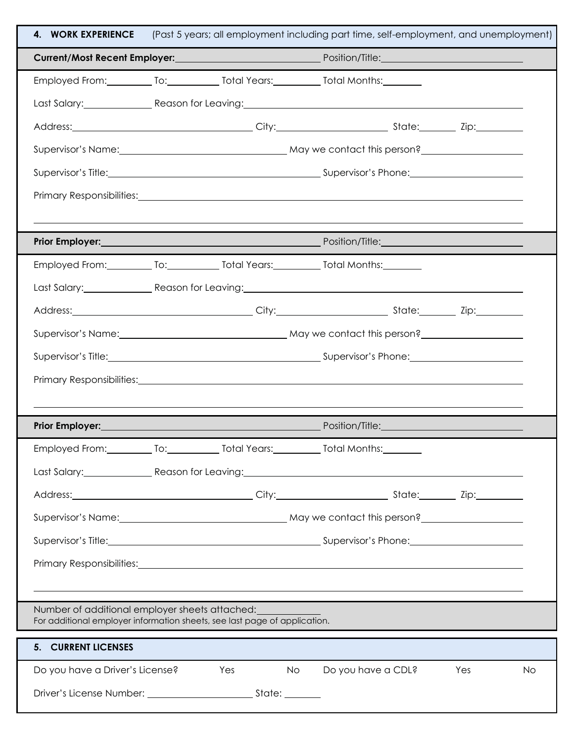## 4. WORK EXPERIENCE (Past 5 years; all employment including part time, self-employment, and unemployment)

**Current/Most Recent Employer:** \_\_\_\_\_\_\_\_\_\_\_\_\_\_\_\_\_\_\_\_ Position/Title: \_\_\_\_\_\_\_\_\_\_\_\_\_\_\_\_\_\_\_\_

Employed From: \_\_\_\_\_\_\_\_ To: \_\_\_\_\_\_\_\_ Total Years: \_\_\_\_\_\_\_\_ Total Months: \_\_\_\_\_\_\_\_

Last Salary: \_\_\_\_\_\_\_\_\_\_ Reason for Leaving: \_\_\_\_\_\_\_\_\_\_\_\_\_\_\_\_\_\_\_\_\_\_\_\_\_\_\_\_\_\_

Address: \_\_\_\_\_\_\_\_\_\_\_\_\_\_\_\_\_\_\_\_ City: \_\_\_\_\_\_\_\_\_\_\_\_\_\_\_ State: \_\_\_\_\_\_ Zip: \_\_\_\_\_\_\_\_

Supervisor's Name: \_\_\_\_\_\_\_\_\_\_\_\_\_\_\_\_\_\_\_\_ May we contact this person? \_\_\_\_\_\_\_\_\_\_\_\_\_\_\_

Supervisor's Title: \_\_\_\_\_\_\_\_\_\_\_\_\_\_\_\_\_\_\_\_ Supervisor's Phone: \_\_\_\_\_\_\_\_\_\_\_\_\_\_\_

Primary Responsibilities: \_\_\_\_\_\_\_\_\_\_\_\_\_\_\_\_\_\_\_\_\_\_\_\_\_\_\_\_\_\_\_\_\_\_\_\_\_\_\_\_

\_\_\_\_\_\_\_\_\_\_\_\_\_\_\_\_\_\_\_\_\_\_\_\_\_\_\_\_\_\_\_\_\_\_\_\_\_\_\_\_\_\_\_\_\_\_\_\_\_\_\_\_\_\_\_\_\_\_\_\_\_\_

**Prior Employer:** \_\_\_\_\_\_\_\_\_\_\_\_\_\_\_\_\_\_\_\_ Position/Title: \_\_\_\_\_\_\_\_\_\_\_\_\_\_\_\_\_\_\_\_

Employed From: \_\_\_\_\_\_\_\_ To: \_\_\_\_\_\_\_\_ Total Years: \_\_\_\_\_\_\_\_ Total Months: \_\_\_\_\_\_\_\_

Last Salary: \_\_\_\_\_\_\_\_\_\_ Reason for Leaving: \_\_\_\_\_\_\_\_\_\_\_\_\_\_\_\_\_\_\_\_\_\_\_\_\_\_\_\_\_\_

Address: \_\_\_\_\_\_\_\_\_\_\_\_\_\_\_\_\_\_\_\_ City: \_\_\_\_\_\_\_\_\_\_\_\_\_\_\_ State: \_\_\_\_\_\_ Zip: \_\_\_\_\_\_\_\_

Supervisor's Name: \_\_\_\_\_\_\_\_\_\_\_\_\_\_\_\_\_\_\_\_ May we contact this person? \_\_\_\_\_\_\_\_\_\_\_\_\_\_\_

Supervisor's Title: \_\_\_\_\_\_\_\_\_\_\_\_\_\_\_\_\_\_\_\_ Supervisor's Phone: \_\_\_\_\_\_\_\_\_\_\_\_\_\_\_

Primary Responsibilities: \_\_\_\_\_\_\_\_\_\_\_\_\_\_\_\_\_\_\_\_\_\_\_\_\_\_\_\_\_\_\_\_\_\_\_\_\_\_\_\_

\_\_\_\_\_\_\_\_\_\_\_\_\_\_\_\_\_\_\_\_\_\_\_\_\_\_\_\_\_\_\_\_\_\_\_\_\_\_\_\_\_\_\_\_\_\_\_\_\_\_\_\_\_\_\_\_\_\_\_\_\_\_

**Prior Employer:** \_\_\_\_\_\_\_\_\_\_\_\_\_\_\_\_\_\_\_\_ Position/Title: \_\_\_\_\_\_\_\_\_\_\_\_\_\_\_\_\_\_\_\_

Employed From: \_\_\_\_\_\_\_\_ To: \_\_\_\_\_\_\_\_ Total Years: \_\_\_\_\_\_\_\_ Total Months: \_\_\_\_\_\_\_\_

Last Salary: \_\_\_\_\_\_\_\_\_\_ Reason for Leaving: \_\_\_\_\_\_\_\_\_\_\_\_\_\_\_\_\_\_\_\_\_\_\_\_\_\_\_\_\_\_

Address: \_\_\_\_\_\_\_\_\_\_\_\_\_\_\_\_\_\_\_\_ City: \_\_\_\_\_\_\_\_\_\_\_\_\_\_\_ State: \_\_\_\_\_\_ Zip: \_\_\_\_\_\_\_\_

Supervisor's Name: \_\_\_\_\_\_\_\_\_\_\_\_\_\_\_\_\_\_\_\_ May we contact this person? \_\_\_\_\_\_\_\_\_\_\_\_\_\_\_

Supervisor's Title: \_\_\_\_\_\_\_\_\_\_\_\_\_\_\_\_\_\_\_\_ Supervisor's Phone: \_\_\_\_\_\_\_\_\_\_\_\_\_\_\_

Primary Responsibilities: \_\_\_\_\_\_\_\_\_\_\_\_\_\_\_\_\_\_\_\_\_\_\_\_\_\_\_\_\_\_\_\_\_\_\_\_\_\_\_\_

\_\_\_\_\_\_\_\_\_\_\_\_\_\_\_\_\_\_\_\_\_\_\_\_\_\_\_\_\_\_\_\_\_\_\_\_\_\_\_\_\_\_\_\_\_\_\_\_\_\_\_\_\_\_\_\_\_\_\_\_\_\_

Number of additional employer sheets attached: \_\_\_\_\_\_\_\_\_\_
For additional employer information sheets, see last page of application.

## 5. CURRENT LICENSES

Do you have a Driver's License? Yes No Do you have a CDL? Yes No

Driver's License Number: \_\_\_\_\_\_\_\_\_\_\_\_\_\_\_ State: \_\_\_\_\_\_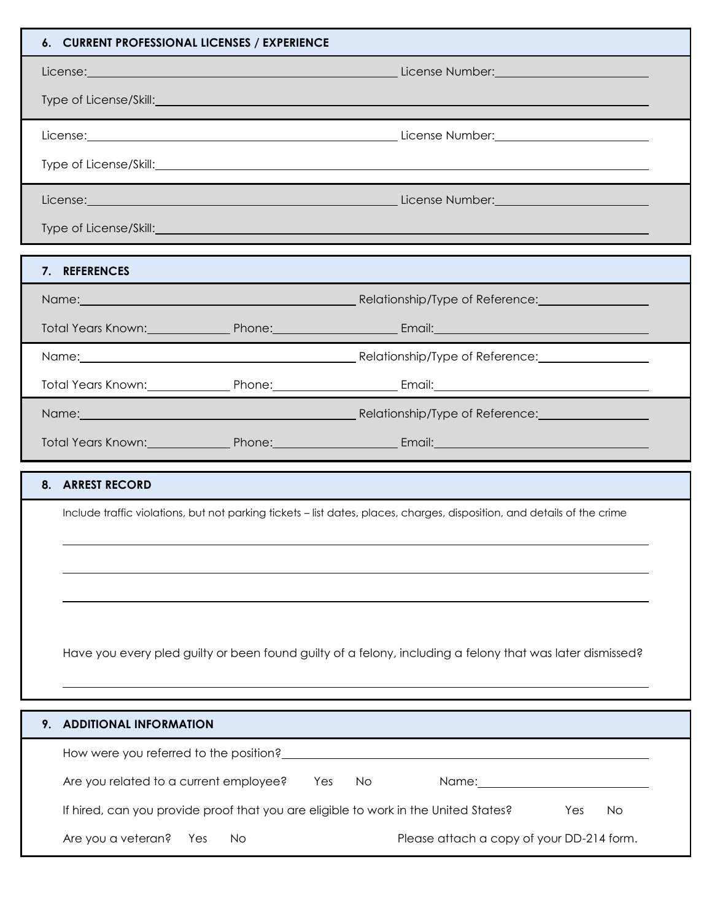## 6. CURRENT PROFESSIONAL LICENSES / EXPERIENCE

License:\_\_\_\_\_\_\_\_\_\_\_\_\_\_\_\_\_\_\_\_ License Number:\_\_\_\_\_\_\_\_\_\_\_\_\_\_\_\_\_\_\_\_

Type of License/Skill:\_\_\_\_\_\_\_\_\_\_\_\_\_\_\_\_\_\_\_\_

License:\_\_\_\_\_\_\_\_\_\_\_\_\_\_\_\_\_\_\_\_ License Number:\_\_\_\_\_\_\_\_\_\_\_\_\_\_\_\_\_\_\_\_

Type of License/Skill:\_\_\_\_\_\_\_\_\_\_\_\_\_\_\_\_\_\_\_\_

License:\_\_\_\_\_\_\_\_\_\_\_\_\_\_\_\_\_\_\_\_ License Number:\_\_\_\_\_\_\_\_\_\_\_\_\_\_\_\_\_\_\_\_

Type of License/Skill:\_\_\_\_\_\_\_\_\_\_\_\_\_\_\_\_\_\_\_\_

## 7. REFERENCES

Name:\_\_\_\_\_\_\_\_\_\_\_\_\_\_\_\_\_\_\_\_ Relationship/Type of Reference:\_\_\_\_\_\_\_\_\_\_\_\_\_\_\_\_\_\_\_\_

Total Years Known:\_\_\_\_\_\_\_\_\_\_ Phone:\_\_\_\_\_\_\_\_\_\_\_\_\_\_\_ Email:\_\_\_\_\_\_\_\_\_\_\_\_\_\_\_\_\_\_\_\_

Name:\_\_\_\_\_\_\_\_\_\_\_\_\_\_\_\_\_\_\_\_ Relationship/Type of Reference:\_\_\_\_\_\_\_\_\_\_\_\_\_\_\_\_\_\_\_\_

Total Years Known:\_\_\_\_\_\_\_\_\_\_ Phone:\_\_\_\_\_\_\_\_\_\_\_\_\_\_\_ Email:\_\_\_\_\_\_\_\_\_\_\_\_\_\_\_\_\_\_\_\_

Name:\_\_\_\_\_\_\_\_\_\_\_\_\_\_\_\_\_\_\_\_ Relationship/Type of Reference:\_\_\_\_\_\_\_\_\_\_\_\_\_\_\_\_\_\_\_\_

Total Years Known:\_\_\_\_\_\_\_\_\_\_ Phone:\_\_\_\_\_\_\_\_\_\_\_\_\_\_\_ Email:\_\_\_\_\_\_\_\_\_\_\_\_\_\_\_\_\_\_\_\_

## 8. ARREST RECORD

Include traffic violations, but not parking tickets – list dates, places, charges, disposition, and details of the crime

\_\_\_\_\_\_\_\_\_\_\_\_\_\_\_\_\_\_\_\_\_\_\_\_\_\_\_\_\_\_\_\_\_\_\_\_\_\_\_\_

\_\_\_\_\_\_\_\_\_\_\_\_\_\_\_\_\_\_\_\_\_\_\_\_\_\_\_\_\_\_\_\_\_\_\_\_\_\_\_\_

\_\_\_\_\_\_\_\_\_\_\_\_\_\_\_\_\_\_\_\_\_\_\_\_\_\_\_\_\_\_\_\_\_\_\_\_\_\_\_\_

Have you every pled guilty or been found guilty of a felony, including a felony that was later dismissed?

\_\_\_\_\_\_\_\_\_\_\_\_\_\_\_\_\_\_\_\_\_\_\_\_\_\_\_\_\_\_\_\_\_\_\_\_\_\_\_\_

## 9. ADDITIONAL INFORMATION

How were you referred to the position?\_\_\_\_\_\_\_\_\_\_\_\_\_\_\_\_\_\_\_\_

Are you related to a current employee? Yes No Name:\_\_\_\_\_\_\_\_\_\_\_\_\_\_\_\_\_\_\_\_

If hired, can you provide proof that you are eligible to work in the United States? Yes No

Are you a veteran? Yes No Please attach a copy of your DD-214 form.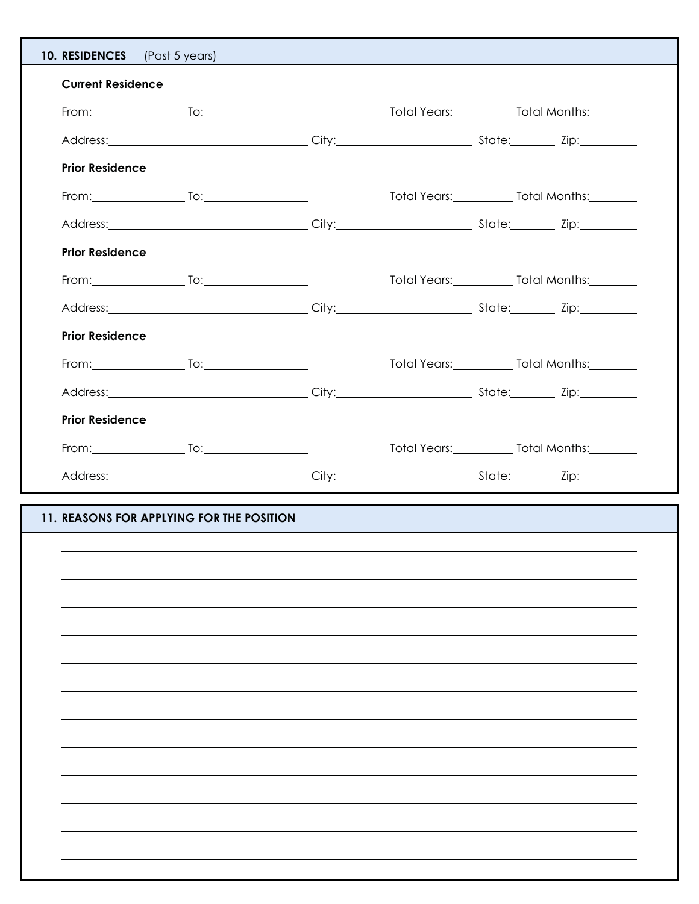## 10. RESIDENCES (Past 5 years)

**Current Residence**

From:________________ To:________________ Total Years:__________ Total Months:________

Address:________________________________ City:______________________ State:_______ Zip:_________

**Prior Residence**

From:________________ To:________________ Total Years:__________ Total Months:________

Address:________________________________ City:______________________ State:_______ Zip:_________

**Prior Residence**

From:________________ To:________________ Total Years:__________ Total Months:________

Address:________________________________ City:______________________ State:_______ Zip:_________

**Prior Residence**

From:________________ To:________________ Total Years:__________ Total Months:________

Address:________________________________ City:______________________ State:_______ Zip:_________

**Prior Residence**

From:________________ To:________________ Total Years:__________ Total Months:________

Address:________________________________ City:______________________ State:_______ Zip:_________

## 11. REASONS FOR APPLYING FOR THE POSITION

________________________________________________________________________________

________________________________________________________________________________

________________________________________________________________________________

________________________________________________________________________________

________________________________________________________________________________

________________________________________________________________________________

________________________________________________________________________________

________________________________________________________________________________

________________________________________________________________________________

________________________________________________________________________________

________________________________________________________________________________

________________________________________________________________________________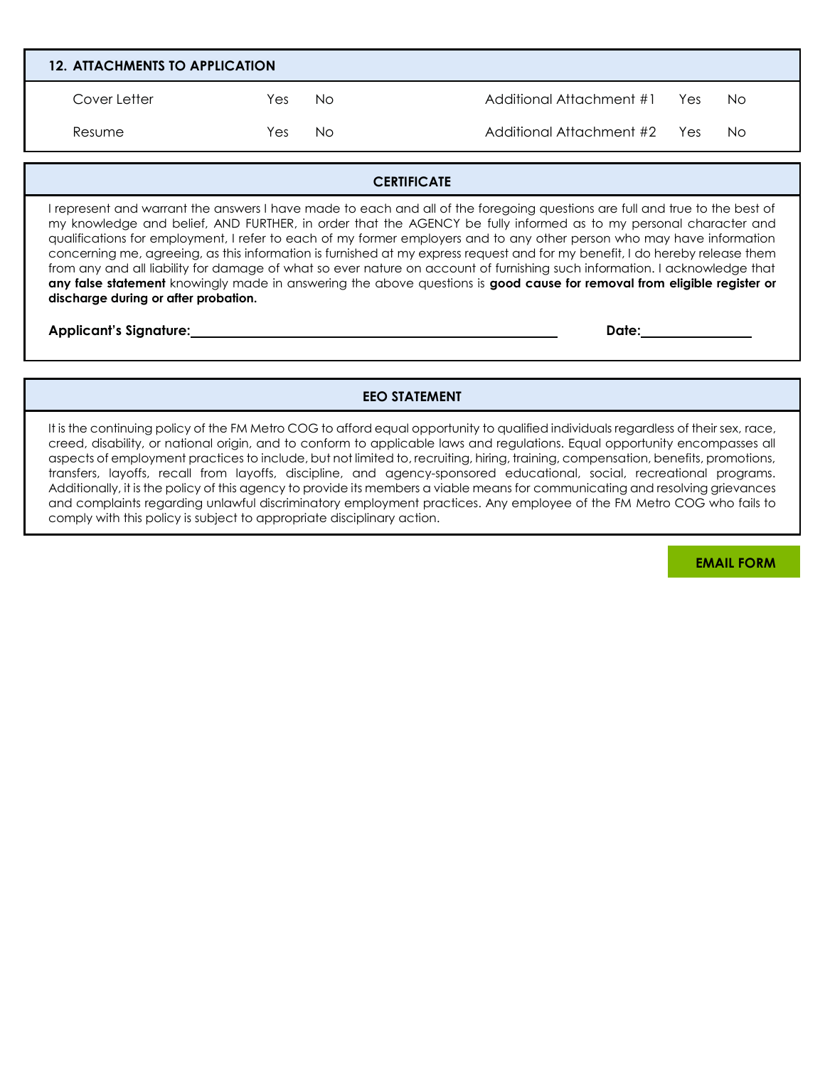## 12. ATTACHMENTS TO APPLICATION

| | | | | | |
|---|---|---|---|---|---|
| Cover Letter | Yes | No | Additional Attachment #1 | Yes | No |
| Resume | Yes | No | Additional Attachment #2 | Yes | No |

## CERTIFICATE

I represent and warrant the answers I have made to each and all of the foregoing questions are full and true to the best of my knowledge and belief, AND FURTHER, in order that the AGENCY be fully informed as to my personal character and qualifications for employment, I refer to each of my former employers and to any other person who may have information concerning me, agreeing, as this information is furnished at my express request and for my benefit, I do hereby release them from any and all liability for damage of what so ever nature on account of furnishing such information. I acknowledge that **any false statement** knowingly made in answering the above questions is **good cause for removal from eligible register or discharge during or after probation.**

**Applicant's Signature:** ______________________________ **Date:** ______________

## EEO STATEMENT

It is the continuing policy of the FM Metro COG to afford equal opportunity to qualified individuals regardless of their sex, race, creed, disability, or national origin, and to conform to applicable laws and regulations. Equal opportunity encompasses all aspects of employment practices to include, but not limited to, recruiting, hiring, training, compensation, benefits, promotions, transfers, layoffs, recall from layoffs, discipline, and agency-sponsored educational, social, recreational programs. Additionally, it is the policy of this agency to provide its members a viable means for communicating and resolving grievances and complaints regarding unlawful discriminatory employment practices. Any employee of the FM Metro COG who fails to comply with this policy is subject to appropriate disciplinary action.

**EMAIL FORM**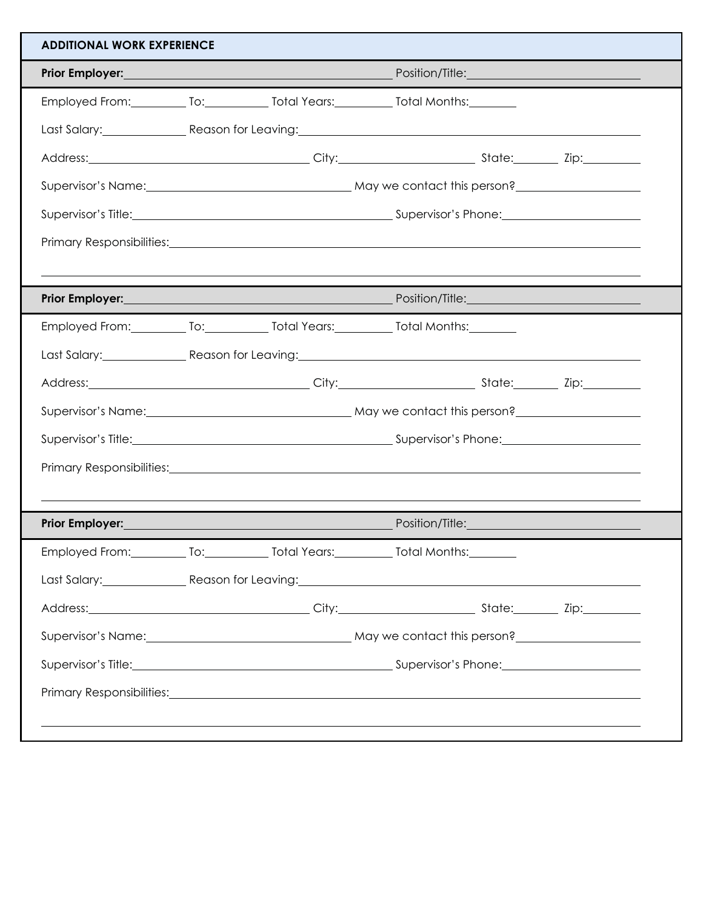## ADDITIONAL WORK EXPERIENCE

**Prior Employer:**\_\_\_\_\_\_\_\_\_\_\_\_\_\_\_\_\_\_\_\_\_\_\_\_\_\_\_\_\_\_ Position/Title:\_\_\_\_\_\_\_\_\_\_\_\_\_\_\_\_\_\_\_\_

Employed From:\_\_\_\_\_\_\_ To:\_\_\_\_\_\_\_\_ Total Years:\_\_\_\_\_\_\_\_ Total Months:\_\_\_\_\_\_\_

Last Salary:\_\_\_\_\_\_\_\_\_\_ Reason for Leaving:\_\_\_\_\_\_\_\_\_\_\_\_\_\_\_\_\_\_\_\_\_\_\_\_\_\_\_\_\_\_\_\_\_\_\_\_\_\_\_\_

Address:\_\_\_\_\_\_\_\_\_\_\_\_\_\_\_\_\_\_\_\_\_\_\_\_\_\_ City:\_\_\_\_\_\_\_\_\_\_\_\_\_\_\_\_ State:\_\_\_\_\_\_ Zip:\_\_\_\_\_\_\_

Supervisor's Name:\_\_\_\_\_\_\_\_\_\_\_\_\_\_\_\_\_\_\_\_\_\_\_\_ May we contact this person?\_\_\_\_\_\_\_\_\_\_\_\_\_\_

Supervisor's Title:\_\_\_\_\_\_\_\_\_\_\_\_\_\_\_\_\_\_\_\_\_\_\_\_\_\_\_\_\_\_ Supervisor's Phone:\_\_\_\_\_\_\_\_\_\_\_\_\_\_\_\_

Primary Responsibilities:\_\_\_\_\_\_\_\_\_\_\_\_\_\_\_\_\_\_\_\_\_\_\_\_\_\_\_\_\_\_\_\_\_\_\_\_\_\_\_\_\_\_\_\_\_\_\_\_\_\_\_\_\_\_\_\_

\_\_\_\_\_\_\_\_\_\_\_\_\_\_\_\_\_\_\_\_\_\_\_\_\_\_\_\_\_\_\_\_\_\_\_\_\_\_\_\_\_\_\_\_\_\_\_\_\_\_\_\_\_\_\_\_\_\_\_\_\_\_\_\_\_\_\_\_\_\_\_\_\_\_\_\_

**Prior Employer:**\_\_\_\_\_\_\_\_\_\_\_\_\_\_\_\_\_\_\_\_\_\_\_\_\_\_\_\_\_\_ Position/Title:\_\_\_\_\_\_\_\_\_\_\_\_\_\_\_\_\_\_\_\_

Employed From:\_\_\_\_\_\_\_ To:\_\_\_\_\_\_\_\_ Total Years:\_\_\_\_\_\_\_\_ Total Months:\_\_\_\_\_\_\_

Last Salary:\_\_\_\_\_\_\_\_\_\_ Reason for Leaving:\_\_\_\_\_\_\_\_\_\_\_\_\_\_\_\_\_\_\_\_\_\_\_\_\_\_\_\_\_\_\_\_\_\_\_\_\_\_\_\_

Address:\_\_\_\_\_\_\_\_\_\_\_\_\_\_\_\_\_\_\_\_\_\_\_\_\_\_ City:\_\_\_\_\_\_\_\_\_\_\_\_\_\_\_\_ State:\_\_\_\_\_\_ Zip:\_\_\_\_\_\_\_

Supervisor's Name:\_\_\_\_\_\_\_\_\_\_\_\_\_\_\_\_\_\_\_\_\_\_\_\_ May we contact this person?\_\_\_\_\_\_\_\_\_\_\_\_\_\_

Supervisor's Title:\_\_\_\_\_\_\_\_\_\_\_\_\_\_\_\_\_\_\_\_\_\_\_\_\_\_\_\_\_\_ Supervisor's Phone:\_\_\_\_\_\_\_\_\_\_\_\_\_\_\_\_

Primary Responsibilities:\_\_\_\_\_\_\_\_\_\_\_\_\_\_\_\_\_\_\_\_\_\_\_\_\_\_\_\_\_\_\_\_\_\_\_\_\_\_\_\_\_\_\_\_\_\_\_\_\_\_\_\_\_\_\_\_

\_\_\_\_\_\_\_\_\_\_\_\_\_\_\_\_\_\_\_\_\_\_\_\_\_\_\_\_\_\_\_\_\_\_\_\_\_\_\_\_\_\_\_\_\_\_\_\_\_\_\_\_\_\_\_\_\_\_\_\_\_\_\_\_\_\_\_\_\_\_\_\_\_\_\_\_

**Prior Employer:**\_\_\_\_\_\_\_\_\_\_\_\_\_\_\_\_\_\_\_\_\_\_\_\_\_\_\_\_\_\_ Position/Title:\_\_\_\_\_\_\_\_\_\_\_\_\_\_\_\_\_\_\_\_

Employed From:\_\_\_\_\_\_\_ To:\_\_\_\_\_\_\_\_ Total Years:\_\_\_\_\_\_\_\_ Total Months:\_\_\_\_\_\_\_

Last Salary:\_\_\_\_\_\_\_\_\_\_ Reason for Leaving:\_\_\_\_\_\_\_\_\_\_\_\_\_\_\_\_\_\_\_\_\_\_\_\_\_\_\_\_\_\_\_\_\_\_\_\_\_\_\_\_

Address:\_\_\_\_\_\_\_\_\_\_\_\_\_\_\_\_\_\_\_\_\_\_\_\_\_\_ City:\_\_\_\_\_\_\_\_\_\_\_\_\_\_\_\_ State:\_\_\_\_\_\_ Zip:\_\_\_\_\_\_\_

Supervisor's Name:\_\_\_\_\_\_\_\_\_\_\_\_\_\_\_\_\_\_\_\_\_\_\_\_ May we contact this person?\_\_\_\_\_\_\_\_\_\_\_\_\_\_

Supervisor's Title:\_\_\_\_\_\_\_\_\_\_\_\_\_\_\_\_\_\_\_\_\_\_\_\_\_\_\_\_\_\_ Supervisor's Phone:\_\_\_\_\_\_\_\_\_\_\_\_\_\_\_\_

Primary Responsibilities:\_\_\_\_\_\_\_\_\_\_\_\_\_\_\_\_\_\_\_\_\_\_\_\_\_\_\_\_\_\_\_\_\_\_\_\_\_\_\_\_\_\_\_\_\_\_\_\_\_\_\_\_\_\_\_\_

\_\_\_\_\_\_\_\_\_\_\_\_\_\_\_\_\_\_\_\_\_\_\_\_\_\_\_\_\_\_\_\_\_\_\_\_\_\_\_\_\_\_\_\_\_\_\_\_\_\_\_\_\_\_\_\_\_\_\_\_\_\_\_\_\_\_\_\_\_\_\_\_\_\_\_\_